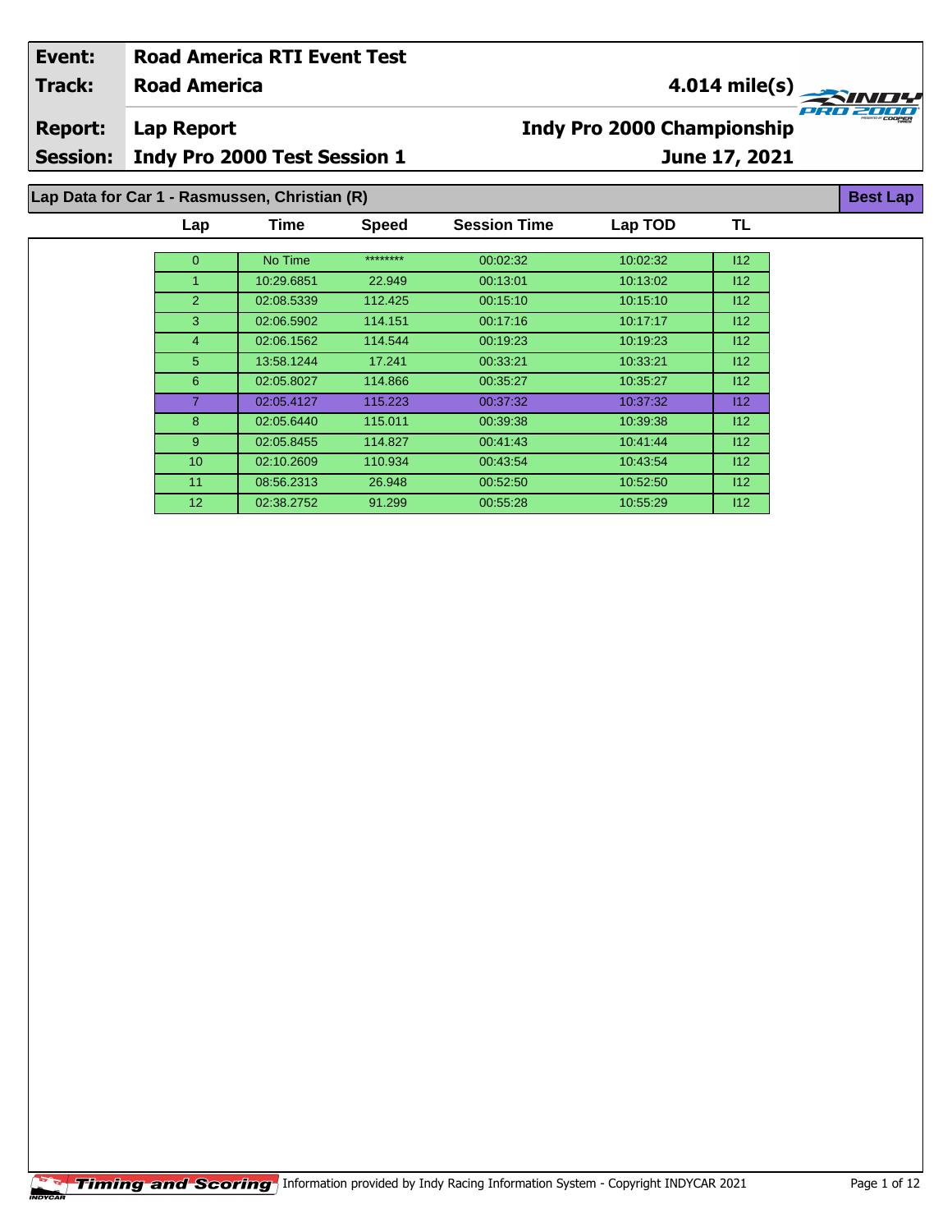| Event: | Road America RTI Event Test | |
|---|---|---|
| Track: | Road America | 4.014 mile(s) |
| Report: | Lap Report | Indy Pro 2000 Championship |
| Session: | Indy Pro 2000 Test Session 1 | June 17, 2021 |

## Lap Data for Car 1 - Rasmussen, Christian (R)

**Best Lap**

| Lap | Time | Speed | Session Time | Lap TOD | TL |
|---|---|---|---|---|---|
| 0 | No Time | ******** | 00:02:32 | 10:02:32 | I12 |
| 1 | 10:29.6851 | 22.949 | 00:13:01 | 10:13:02 | I12 |
| 2 | 02:08.5339 | 112.425 | 00:15:10 | 10:15:10 | I12 |
| 3 | 02:06.5902 | 114.151 | 00:17:16 | 10:17:17 | I12 |
| 4 | 02:06.1562 | 114.544 | 00:19:23 | 10:19:23 | I12 |
| 5 | 13:58.1244 | 17.241 | 00:33:21 | 10:33:21 | I12 |
| 6 | 02:05.8027 | 114.866 | 00:35:27 | 10:35:27 | I12 |
| 7 | 02:05.4127 | 115.223 | 00:37:32 | 10:37:32 | I12 |
| 8 | 02:05.6440 | 115.011 | 00:39:38 | 10:39:38 | I12 |
| 9 | 02:05.8455 | 114.827 | 00:41:43 | 10:41:44 | I12 |
| 10 | 02:10.2609 | 110.934 | 00:43:54 | 10:43:54 | I12 |
| 11 | 08:56.2313 | 26.948 | 00:52:50 | 10:52:50 | I12 |
| 12 | 02:38.2752 | 91.299 | 00:55:28 | 10:55:29 | I12 |

Information provided by Indy Racing Information System - Copyright INDYCAR 2021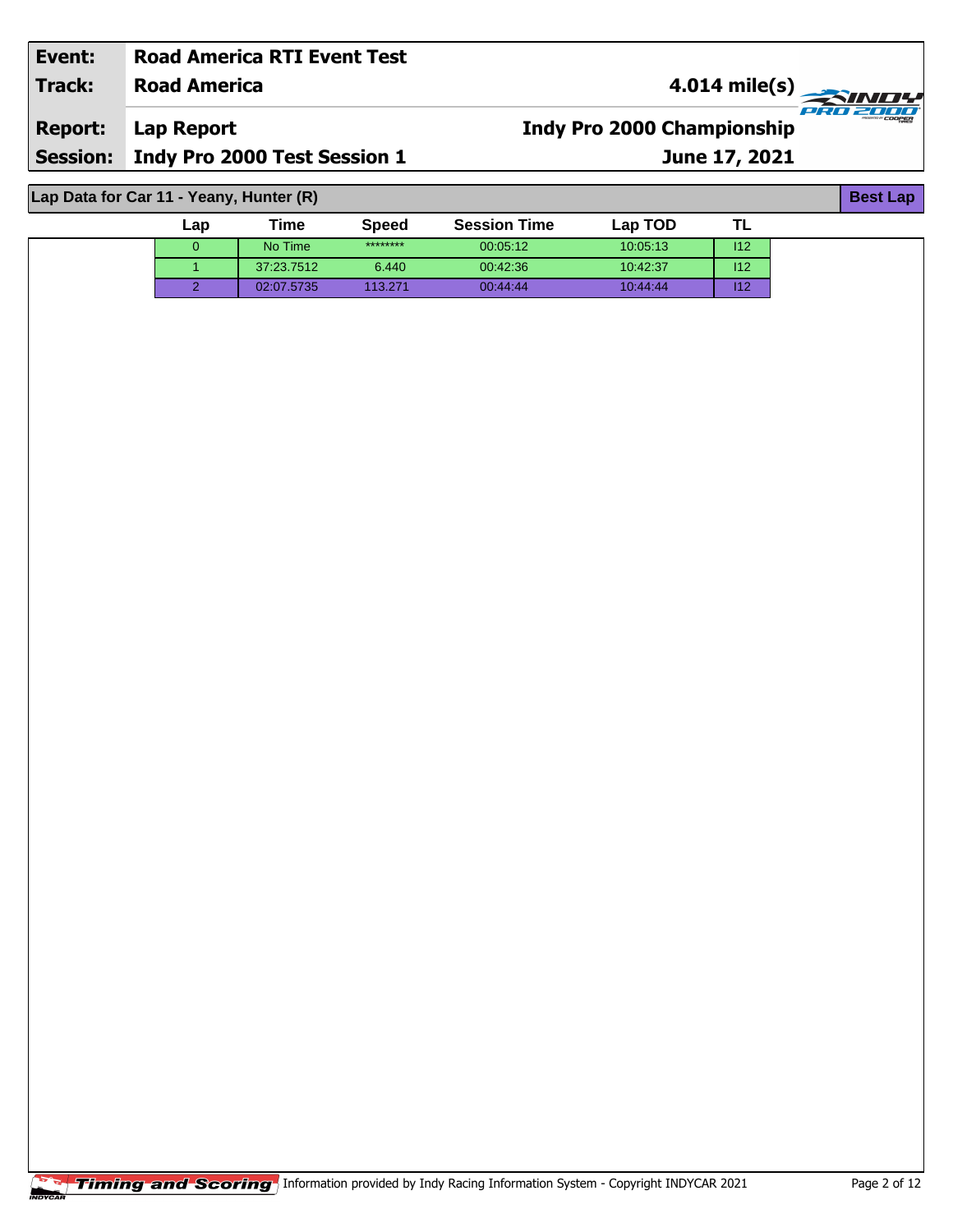| Event: | Road America RTI Event Test | |
|---|---|---|
| Track: | Road America | 4.014 mile(s) |
| Report: | Lap Report | Indy Pro 2000 Championship |
| Session: | Indy Pro 2000 Test Session 1 | June 17, 2021 |

## Lap Data for Car 11 - Yeany, Hunter (R)

Best Lap

| Lap | Time | Speed | Session Time | Lap TOD | TL |
|---|---|---|---|---|---|
| 0 | No Time | ******** | 00:05:12 | 10:05:13 | I12 |
| 1 | 37:23.7512 | 6.440 | 00:42:36 | 10:42:37 | I12 |
| 2 | 02:07.5735 | 113.271 | 00:44:44 | 10:44:44 | I12 |

Timing and Scoring Information provided by Indy Racing Information System - Copyright INDYCAR 2021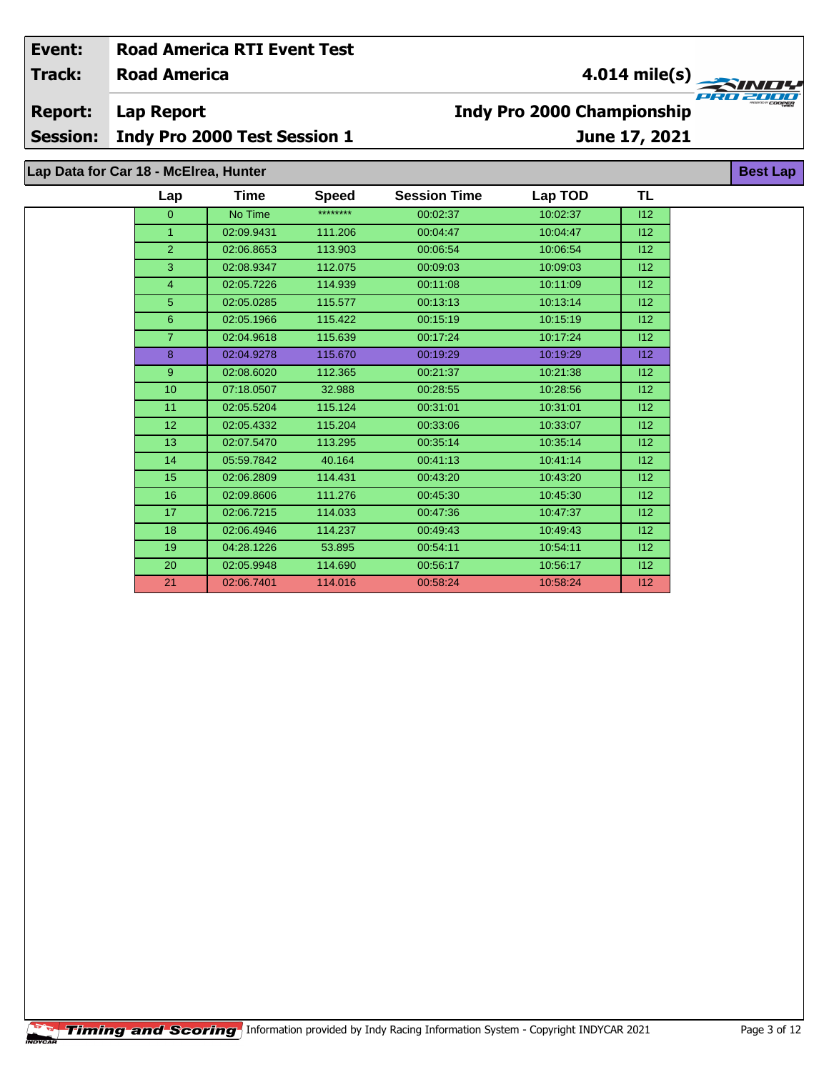| Event: | Road America RTI Event Test | |
|---|---|---|
| Track: | Road America | 4.014 mile(s) |
| Report: | Lap Report | Indy Pro 2000 Championship |
| Session: | Indy Pro 2000 Test Session 1 | June 17, 2021 |

## Lap Data for Car 18 - McElrea, Hunter

Best Lap

| Lap | Time | Speed | Session Time | Lap TOD | TL |
|---|---|---|---|---|---|
| 0 | No Time | ******** | 00:02:37 | 10:02:37 | I12 |
| 1 | 02:09.9431 | 111.206 | 00:04:47 | 10:04:47 | I12 |
| 2 | 02:06.8653 | 113.903 | 00:06:54 | 10:06:54 | I12 |
| 3 | 02:08.9347 | 112.075 | 00:09:03 | 10:09:03 | I12 |
| 4 | 02:05.7226 | 114.939 | 00:11:08 | 10:11:09 | I12 |
| 5 | 02:05.0285 | 115.577 | 00:13:13 | 10:13:14 | I12 |
| 6 | 02:05.1966 | 115.422 | 00:15:19 | 10:15:19 | I12 |
| 7 | 02:04.9618 | 115.639 | 00:17:24 | 10:17:24 | I12 |
| 8 | 02:04.9278 | 115.670 | 00:19:29 | 10:19:29 | I12 |
| 9 | 02:08.6020 | 112.365 | 00:21:37 | 10:21:38 | I12 |
| 10 | 07:18.0507 | 32.988 | 00:28:55 | 10:28:56 | I12 |
| 11 | 02:05.5204 | 115.124 | 00:31:01 | 10:31:01 | I12 |
| 12 | 02:05.4332 | 115.204 | 00:33:06 | 10:33:07 | I12 |
| 13 | 02:07.5470 | 113.295 | 00:35:14 | 10:35:14 | I12 |
| 14 | 05:59.7842 | 40.164 | 00:41:13 | 10:41:14 | I12 |
| 15 | 02:06.2809 | 114.431 | 00:43:20 | 10:43:20 | I12 |
| 16 | 02:09.8606 | 111.276 | 00:45:30 | 10:45:30 | I12 |
| 17 | 02:06.7215 | 114.033 | 00:47:36 | 10:47:37 | I12 |
| 18 | 02:06.4946 | 114.237 | 00:49:43 | 10:49:43 | I12 |
| 19 | 04:28.1226 | 53.895 | 00:54:11 | 10:54:11 | I12 |
| 20 | 02:05.9948 | 114.690 | 00:56:17 | 10:56:17 | I12 |
| 21 | 02:06.7401 | 114.016 | 00:58:24 | 10:58:24 | I12 |

Timing and Scoring Information provided by Indy Racing Information System - Copyright INDYCAR 2021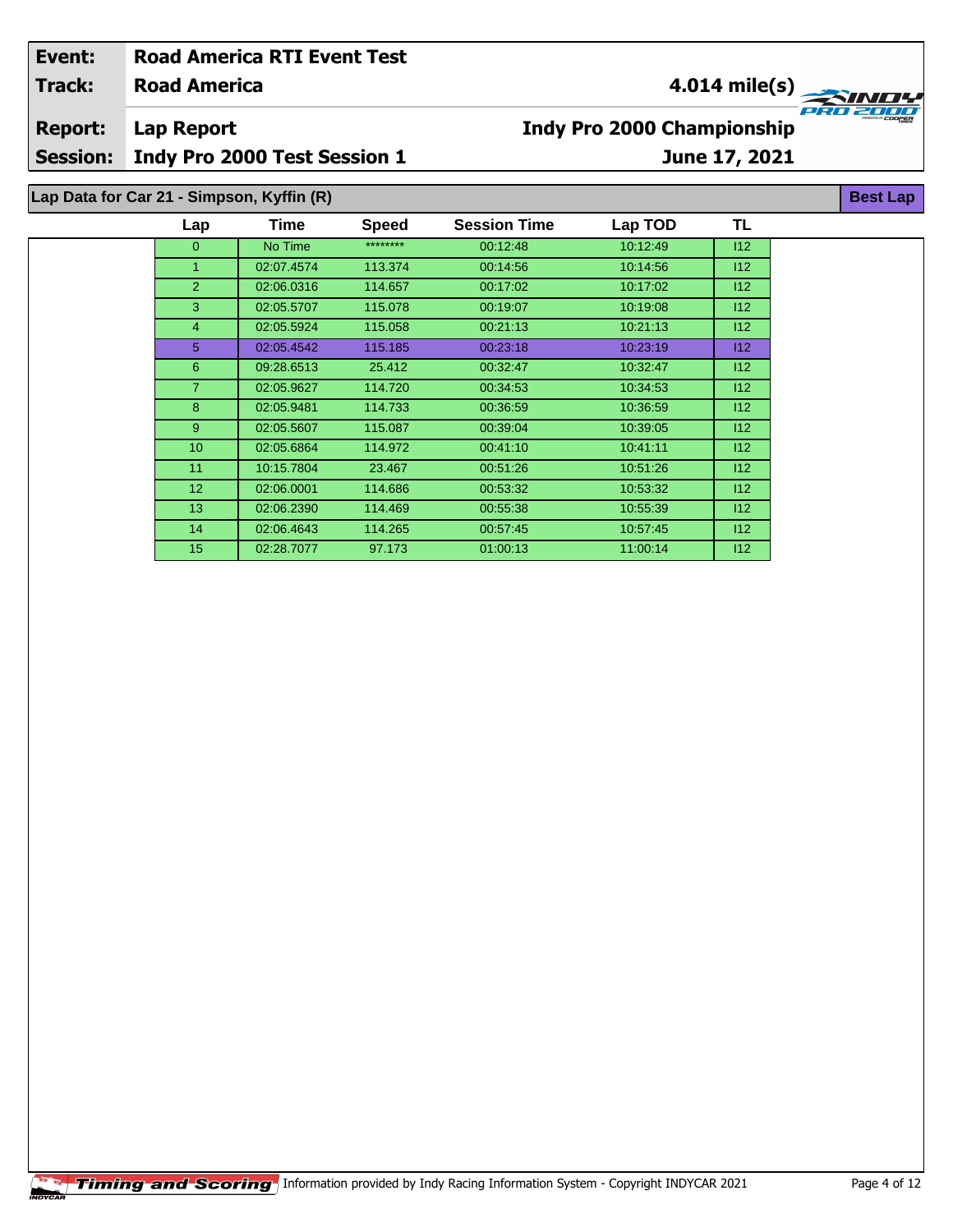| Event: | Road America RTI Event Test | |
|---|---|---|
| Track: | Road America | 4.014 mile(s) |
| Report: | Lap Report | Indy Pro 2000 Championship |
| Session: | Indy Pro 2000 Test Session 1 | June 17, 2021 |

**Lap Data for Car 21 - Simpson, Kyffin (R)** — **Best Lap**

| Lap | Time | Speed | Session Time | Lap TOD | TL |
|---|---|---|---|---|---|
| 0 | No Time | ******** | 00:12:48 | 10:12:49 | I12 |
| 1 | 02:07.4574 | 113.374 | 00:14:56 | 10:14:56 | I12 |
| 2 | 02:06.0316 | 114.657 | 00:17:02 | 10:17:02 | I12 |
| 3 | 02:05.5707 | 115.078 | 00:19:07 | 10:19:08 | I12 |
| 4 | 02:05.5924 | 115.058 | 00:21:13 | 10:21:13 | I12 |
| 5 | 02:05.4542 | 115.185 | 00:23:18 | 10:23:19 | I12 |
| 6 | 09:28.6513 | 25.412 | 00:32:47 | 10:32:47 | I12 |
| 7 | 02:05.9627 | 114.720 | 00:34:53 | 10:34:53 | I12 |
| 8 | 02:05.9481 | 114.733 | 00:36:59 | 10:36:59 | I12 |
| 9 | 02:05.5607 | 115.087 | 00:39:04 | 10:39:05 | I12 |
| 10 | 02:05.6864 | 114.972 | 00:41:10 | 10:41:11 | I12 |
| 11 | 10:15.7804 | 23.467 | 00:51:26 | 10:51:26 | I12 |
| 12 | 02:06.0001 | 114.686 | 00:53:32 | 10:53:32 | I12 |
| 13 | 02:06.2390 | 114.469 | 00:55:38 | 10:55:39 | I12 |
| 14 | 02:06.4643 | 114.265 | 00:57:45 | 10:57:45 | I12 |
| 15 | 02:28.7077 | 97.173 | 01:00:13 | 11:00:14 | I12 |

Timing and Scoring — Information provided by Indy Racing Information System - Copyright INDYCAR 2021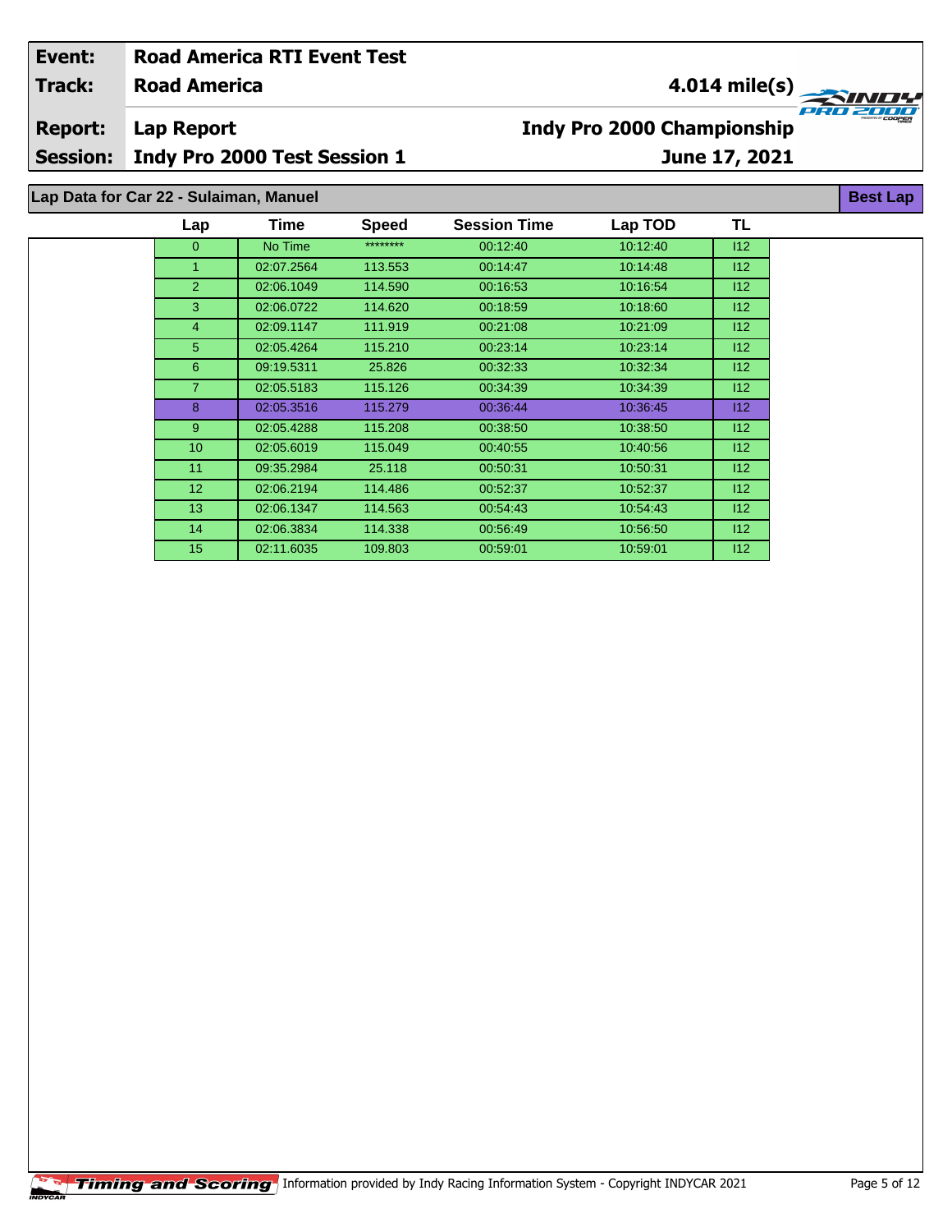| Event: | Road America RTI Event Test | |
|---|---|---|
| Track: | Road America | 4.014 mile(s) |
| Report: | Lap Report | Indy Pro 2000 Championship |
| Session: | Indy Pro 2000 Test Session 1 | June 17, 2021 |

## Lap Data for Car 22 - Sulaiman, Manuel

Best Lap

| Lap | Time | Speed | Session Time | Lap TOD | TL |
|---|---|---|---|---|---|
| 0 | No Time | ******** | 00:12:40 | 10:12:40 | I12 |
| 1 | 02:07.2564 | 113.553 | 00:14:47 | 10:14:48 | I12 |
| 2 | 02:06.1049 | 114.590 | 00:16:53 | 10:16:54 | I12 |
| 3 | 02:06.0722 | 114.620 | 00:18:59 | 10:18:60 | I12 |
| 4 | 02:09.1147 | 111.919 | 00:21:08 | 10:21:09 | I12 |
| 5 | 02:05.4264 | 115.210 | 00:23:14 | 10:23:14 | I12 |
| 6 | 09:19.5311 | 25.826 | 00:32:33 | 10:32:34 | I12 |
| 7 | 02:05.5183 | 115.126 | 00:34:39 | 10:34:39 | I12 |
| 8 | 02:05.3516 | 115.279 | 00:36:44 | 10:36:45 | I12 |
| 9 | 02:05.4288 | 115.208 | 00:38:50 | 10:38:50 | I12 |
| 10 | 02:05.6019 | 115.049 | 00:40:55 | 10:40:56 | I12 |
| 11 | 09:35.2984 | 25.118 | 00:50:31 | 10:50:31 | I12 |
| 12 | 02:06.2194 | 114.486 | 00:52:37 | 10:52:37 | I12 |
| 13 | 02:06.1347 | 114.563 | 00:54:43 | 10:54:43 | I12 |
| 14 | 02:06.3834 | 114.338 | 00:56:49 | 10:56:50 | I12 |
| 15 | 02:11.6035 | 109.803 | 00:59:01 | 10:59:01 | I12 |

Timing and Scoring Information provided by Indy Racing Information System - Copyright INDYCAR 2021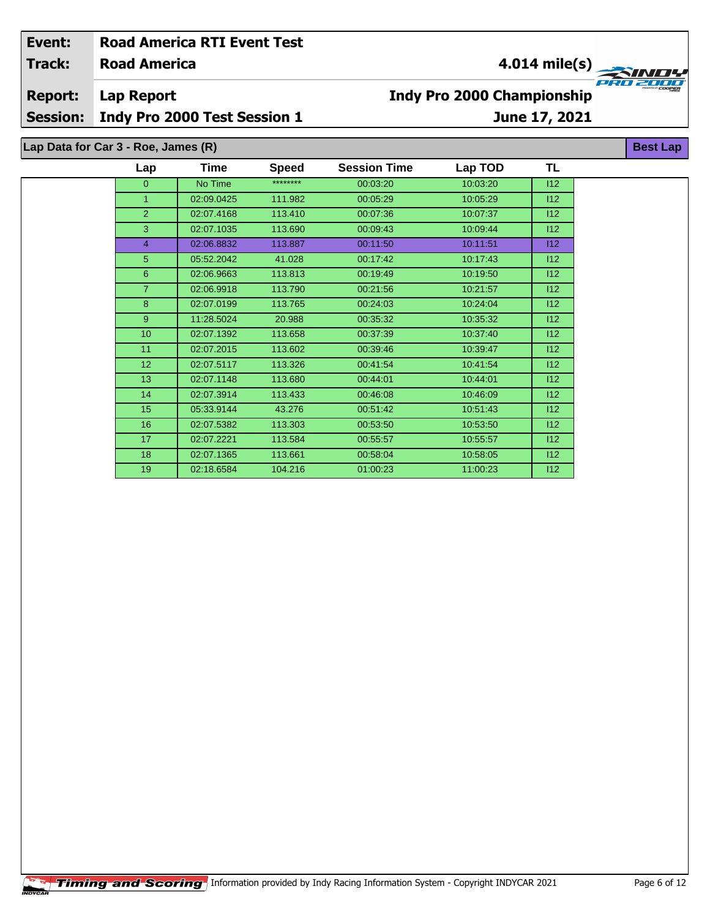| Event: | Road America RTI Event Test | |
|---|---|---|
| Track: | Road America | 4.014 mile(s) |
| Report: | Lap Report | Indy Pro 2000 Championship |
| Session: | Indy Pro 2000 Test Session 1 | June 17, 2021 |

**Lap Data for Car 3 - Roe, James (R)** — **Best Lap**

| Lap | Time | Speed | Session Time | Lap TOD | TL |
|---|---|---|---|---|---|
| 0 | No Time | ******** | 00:03:20 | 10:03:20 | I12 |
| 1 | 02:09.0425 | 111.982 | 00:05:29 | 10:05:29 | I12 |
| 2 | 02:07.4168 | 113.410 | 00:07:36 | 10:07:37 | I12 |
| 3 | 02:07.1035 | 113.690 | 00:09:43 | 10:09:44 | I12 |
| 4 | 02:06.8832 | 113.887 | 00:11:50 | 10:11:51 | I12 |
| 5 | 05:52.2042 | 41.028 | 00:17:42 | 10:17:43 | I12 |
| 6 | 02:06.9663 | 113.813 | 00:19:49 | 10:19:50 | I12 |
| 7 | 02:06.9918 | 113.790 | 00:21:56 | 10:21:57 | I12 |
| 8 | 02:07.0199 | 113.765 | 00:24:03 | 10:24:04 | I12 |
| 9 | 11:28.5024 | 20.988 | 00:35:32 | 10:35:32 | I12 |
| 10 | 02:07.1392 | 113.658 | 00:37:39 | 10:37:40 | I12 |
| 11 | 02:07.2015 | 113.602 | 00:39:46 | 10:39:47 | I12 |
| 12 | 02:07.5117 | 113.326 | 00:41:54 | 10:41:54 | I12 |
| 13 | 02:07.1148 | 113.680 | 00:44:01 | 10:44:01 | I12 |
| 14 | 02:07.3914 | 113.433 | 00:46:08 | 10:46:09 | I12 |
| 15 | 05:33.9144 | 43.276 | 00:51:42 | 10:51:43 | I12 |
| 16 | 02:07.5382 | 113.303 | 00:53:50 | 10:53:50 | I12 |
| 17 | 02:07.2221 | 113.584 | 00:55:57 | 10:55:57 | I12 |
| 18 | 02:07.1365 | 113.661 | 00:58:04 | 10:58:05 | I12 |
| 19 | 02:18.6584 | 104.216 | 01:00:23 | 11:00:23 | I12 |

Timing and Scoring — Information provided by Indy Racing Information System - Copyright INDYCAR 2021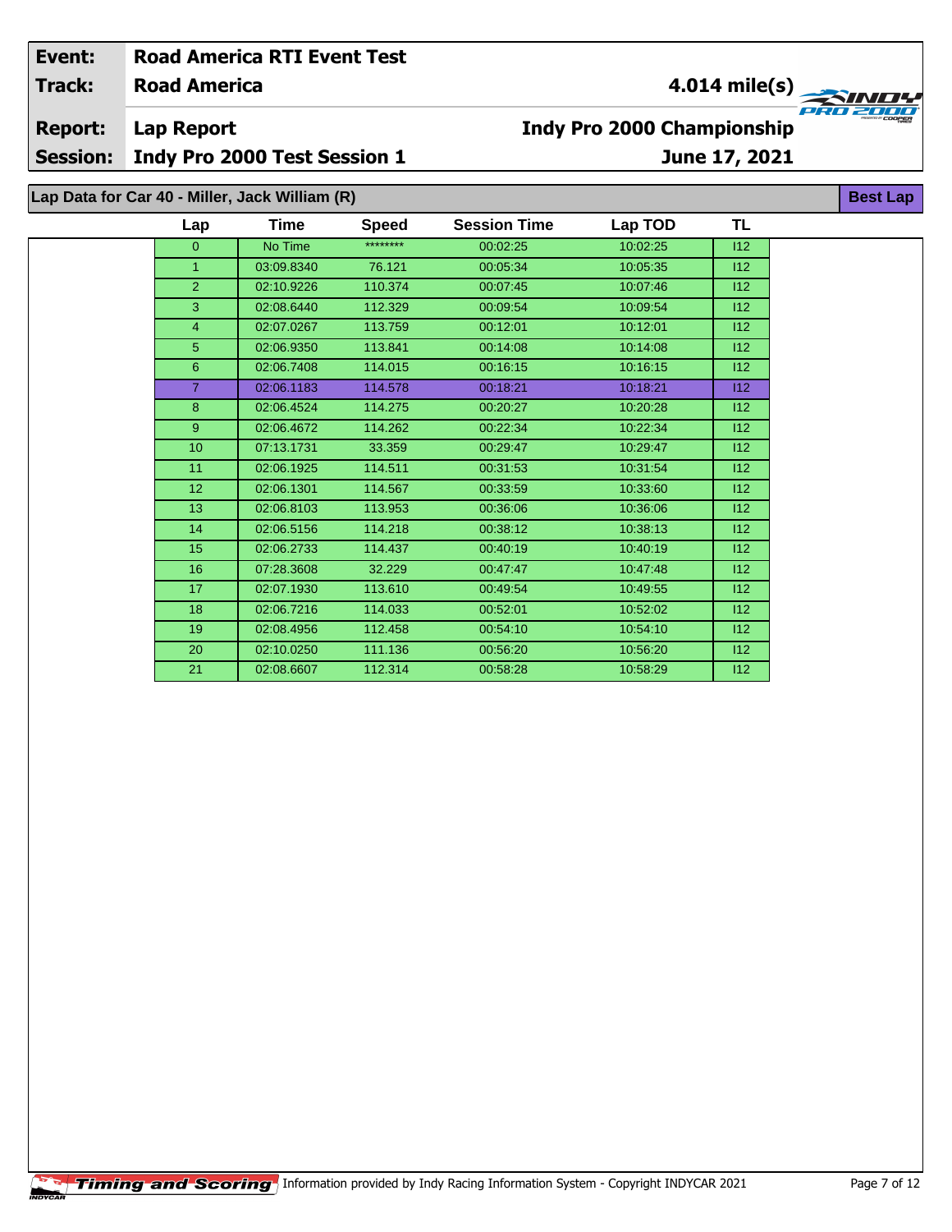| Event: | Road America RTI Event Test | |
|---|---|---|
| Track: | Road America | 4.014 mile(s) |
| Report: | Lap Report | Indy Pro 2000 Championship |
| Session: | Indy Pro 2000 Test Session 1 | June 17, 2021 |

## Lap Data for Car 40 - Miller, Jack William (R)

Best Lap

| Lap | Time | Speed | Session Time | Lap TOD | TL |
|---|---|---|---|---|---|
| 0 | No Time | ******** | 00:02:25 | 10:02:25 | I12 |
| 1 | 03:09.8340 | 76.121 | 00:05:34 | 10:05:35 | I12 |
| 2 | 02:10.9226 | 110.374 | 00:07:45 | 10:07:46 | I12 |
| 3 | 02:08.6440 | 112.329 | 00:09:54 | 10:09:54 | I12 |
| 4 | 02:07.0267 | 113.759 | 00:12:01 | 10:12:01 | I12 |
| 5 | 02:06.9350 | 113.841 | 00:14:08 | 10:14:08 | I12 |
| 6 | 02:06.7408 | 114.015 | 00:16:15 | 10:16:15 | I12 |
| 7 | 02:06.1183 | 114.578 | 00:18:21 | 10:18:21 | I12 |
| 8 | 02:06.4524 | 114.275 | 00:20:27 | 10:20:28 | I12 |
| 9 | 02:06.4672 | 114.262 | 00:22:34 | 10:22:34 | I12 |
| 10 | 07:13.1731 | 33.359 | 00:29:47 | 10:29:47 | I12 |
| 11 | 02:06.1925 | 114.511 | 00:31:53 | 10:31:54 | I12 |
| 12 | 02:06.1301 | 114.567 | 00:33:59 | 10:33:60 | I12 |
| 13 | 02:06.8103 | 113.953 | 00:36:06 | 10:36:06 | I12 |
| 14 | 02:06.5156 | 114.218 | 00:38:12 | 10:38:13 | I12 |
| 15 | 02:06.2733 | 114.437 | 00:40:19 | 10:40:19 | I12 |
| 16 | 07:28.3608 | 32.229 | 00:47:47 | 10:47:48 | I12 |
| 17 | 02:07.1930 | 113.610 | 00:49:54 | 10:49:55 | I12 |
| 18 | 02:06.7216 | 114.033 | 00:52:01 | 10:52:02 | I12 |
| 19 | 02:08.4956 | 112.458 | 00:54:10 | 10:54:10 | I12 |
| 20 | 02:10.0250 | 111.136 | 00:56:20 | 10:56:20 | I12 |
| 21 | 02:08.6607 | 112.314 | 00:58:28 | 10:58:29 | I12 |

Timing and Scoring Information provided by Indy Racing Information System - Copyright INDYCAR 2021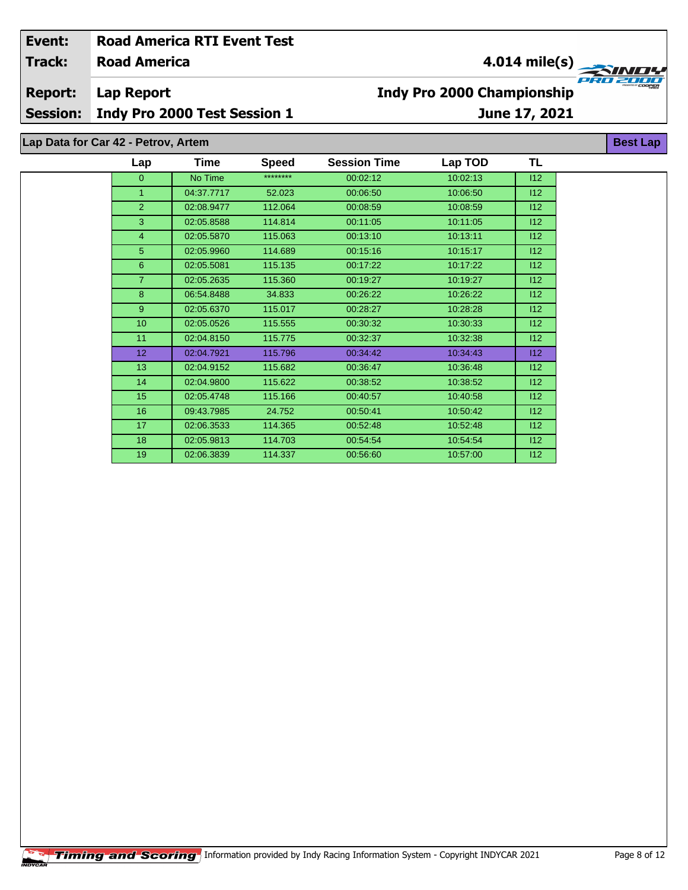| Event: | Road America RTI Event Test | |
|---|---|---|
| Track: | Road America | 4.014 mile(s) |
| Report: | Lap Report | Indy Pro 2000 Championship |
| Session: | Indy Pro 2000 Test Session 1 | June 17, 2021 |

## Lap Data for Car 42 - Petrov, Artem

**Best Lap**

| Lap | Time | Speed | Session Time | Lap TOD | TL |
|---|---|---|---|---|---|
| 0 | No Time | ******** | 00:02:12 | 10:02:13 | I12 |
| 1 | 04:37.7717 | 52.023 | 00:06:50 | 10:06:50 | I12 |
| 2 | 02:08.9477 | 112.064 | 00:08:59 | 10:08:59 | I12 |
| 3 | 02:05.8588 | 114.814 | 00:11:05 | 10:11:05 | I12 |
| 4 | 02:05.5870 | 115.063 | 00:13:10 | 10:13:11 | I12 |
| 5 | 02:05.9960 | 114.689 | 00:15:16 | 10:15:17 | I12 |
| 6 | 02:05.5081 | 115.135 | 00:17:22 | 10:17:22 | I12 |
| 7 | 02:05.2635 | 115.360 | 00:19:27 | 10:19:27 | I12 |
| 8 | 06:54.8488 | 34.833 | 00:26:22 | 10:26:22 | I12 |
| 9 | 02:05.6370 | 115.017 | 00:28:27 | 10:28:28 | I12 |
| 10 | 02:05.0526 | 115.555 | 00:30:32 | 10:30:33 | I12 |
| 11 | 02:04.8150 | 115.775 | 00:32:37 | 10:32:38 | I12 |
| 12 | 02:04.7921 | 115.796 | 00:34:42 | 10:34:43 | I12 |
| 13 | 02:04.9152 | 115.682 | 00:36:47 | 10:36:48 | I12 |
| 14 | 02:04.9800 | 115.622 | 00:38:52 | 10:38:52 | I12 |
| 15 | 02:05.4748 | 115.166 | 00:40:57 | 10:40:58 | I12 |
| 16 | 09:43.7985 | 24.752 | 00:50:41 | 10:50:42 | I12 |
| 17 | 02:06.3533 | 114.365 | 00:52:48 | 10:52:48 | I12 |
| 18 | 02:05.9813 | 114.703 | 00:54:54 | 10:54:54 | I12 |
| 19 | 02:06.3839 | 114.337 | 00:56:60 | 10:57:00 | I12 |

Timing and Scoring Information provided by Indy Racing Information System - Copyright INDYCAR 2021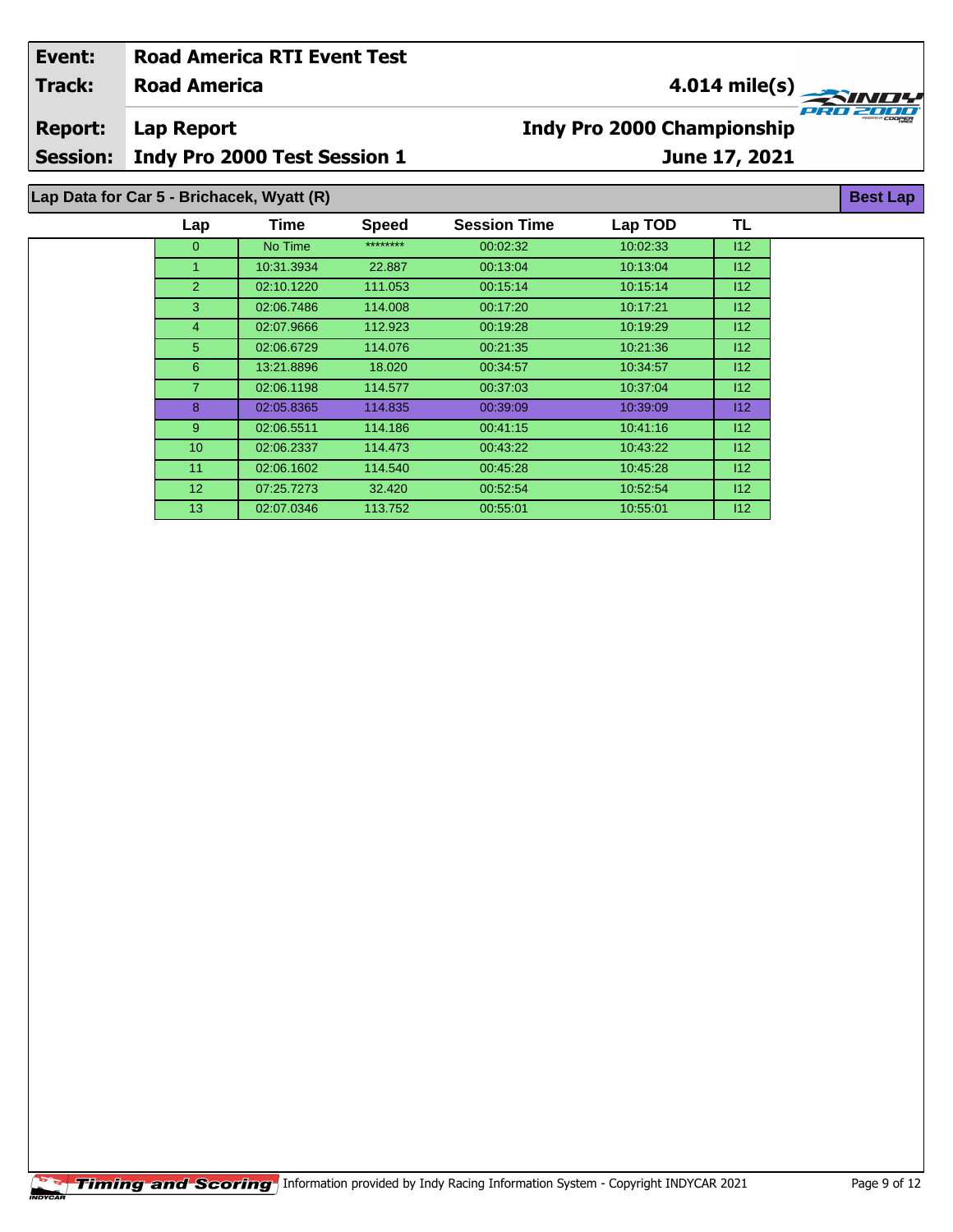| **Event:** | **Road America RTI Event Test** | |
|---|---|---|
| **Track:** | **Road America** | **4.014 mile(s)** |
| **Report:** | **Lap Report** | **Indy Pro 2000 Championship** |
| **Session:** | **Indy Pro 2000 Test Session 1** | **June 17, 2021** |

## Lap Data for Car 5 - Brichacek, Wyatt (R)

**Best Lap**

| Lap | Time | Speed | Session Time | Lap TOD | TL |
|---|---|---|---|---|---|
| 0 | No Time | ******** | 00:02:32 | 10:02:33 | I12 |
| 1 | 10:31.3934 | 22.887 | 00:13:04 | 10:13:04 | I12 |
| 2 | 02:10.1220 | 111.053 | 00:15:14 | 10:15:14 | I12 |
| 3 | 02:06.7486 | 114.008 | 00:17:20 | 10:17:21 | I12 |
| 4 | 02:07.9666 | 112.923 | 00:19:28 | 10:19:29 | I12 |
| 5 | 02:06.6729 | 114.076 | 00:21:35 | 10:21:36 | I12 |
| 6 | 13:21.8896 | 18.020 | 00:34:57 | 10:34:57 | I12 |
| 7 | 02:06.1198 | 114.577 | 00:37:03 | 10:37:04 | I12 |
| 8 | 02:05.8365 | 114.835 | 00:39:09 | 10:39:09 | I12 |
| 9 | 02:06.5511 | 114.186 | 00:41:15 | 10:41:16 | I12 |
| 10 | 02:06.2337 | 114.473 | 00:43:22 | 10:43:22 | I12 |
| 11 | 02:06.1602 | 114.540 | 00:45:28 | 10:45:28 | I12 |
| 12 | 07:25.7273 | 32.420 | 00:52:54 | 10:52:54 | I12 |
| 13 | 02:07.0346 | 113.752 | 00:55:01 | 10:55:01 | I12 |

Timing and Scoring — Information provided by Indy Racing Information System - Copyright INDYCAR 2021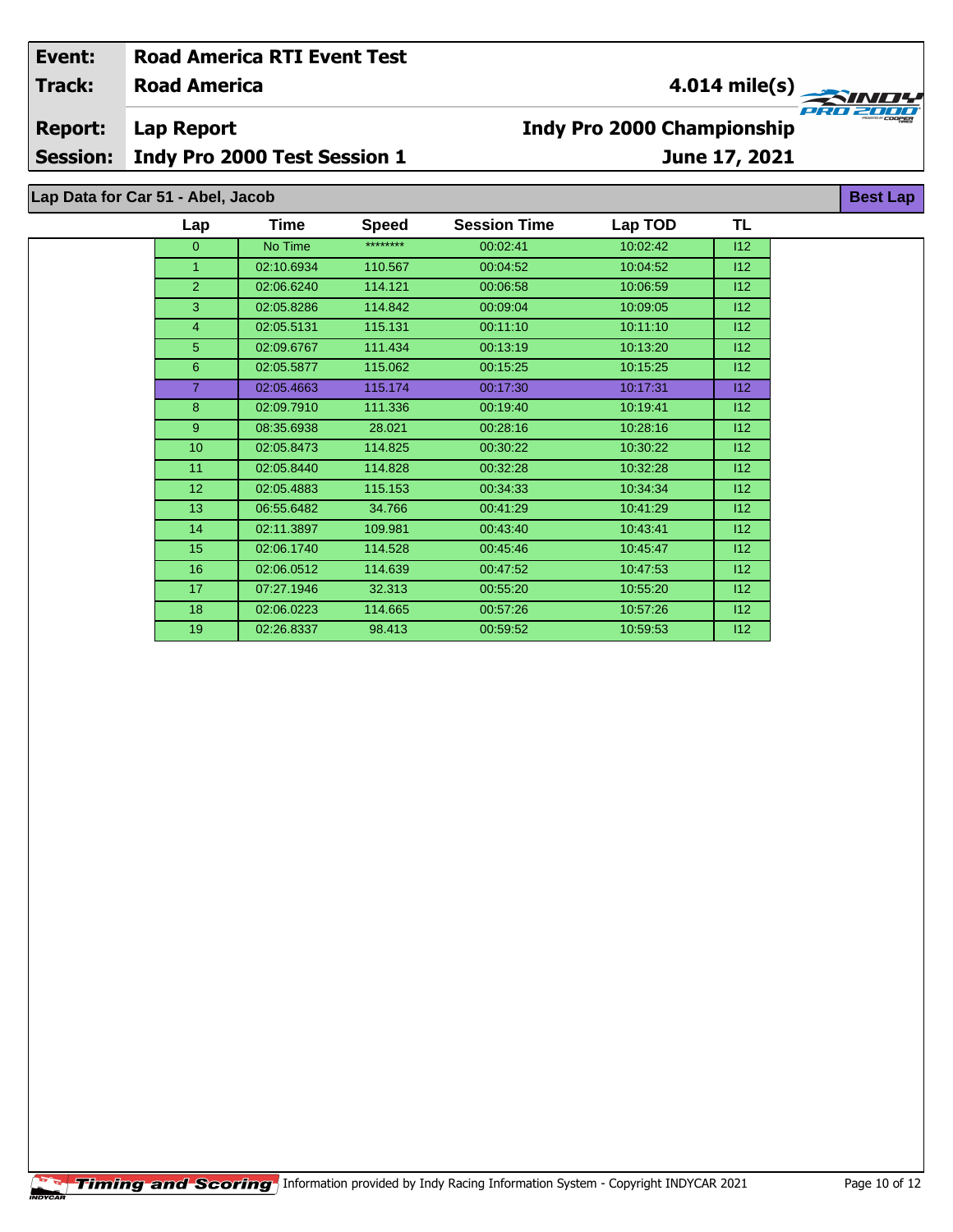| | |
|---|---|
| **Event:** | **Road America RTI Event Test** |
| **Track:** | **Road America** |
| **Report:** | **Lap Report** |
| **Session:** | **Indy Pro 2000 Test Session 1** |

**4.014 mile(s)**

**Indy Pro 2000 Championship**

**June 17, 2021**

## Lap Data for Car 51 - Abel, Jacob

**Best Lap**

| Lap | Time | Speed | Session Time | Lap TOD | TL |
|---|---|---|---|---|---|
| 0 | No Time | ******** | 00:02:41 | 10:02:42 | I12 |
| 1 | 02:10.6934 | 110.567 | 00:04:52 | 10:04:52 | I12 |
| 2 | 02:06.6240 | 114.121 | 00:06:58 | 10:06:59 | I12 |
| 3 | 02:05.8286 | 114.842 | 00:09:04 | 10:09:05 | I12 |
| 4 | 02:05.5131 | 115.131 | 00:11:10 | 10:11:10 | I12 |
| 5 | 02:09.6767 | 111.434 | 00:13:19 | 10:13:20 | I12 |
| 6 | 02:05.5877 | 115.062 | 00:15:25 | 10:15:25 | I12 |
| 7 | 02:05.4663 | 115.174 | 00:17:30 | 10:17:31 | I12 |
| 8 | 02:09.7910 | 111.336 | 00:19:40 | 10:19:41 | I12 |
| 9 | 08:35.6938 | 28.021 | 00:28:16 | 10:28:16 | I12 |
| 10 | 02:05.8473 | 114.825 | 00:30:22 | 10:30:22 | I12 |
| 11 | 02:05.8440 | 114.828 | 00:32:28 | 10:32:28 | I12 |
| 12 | 02:05.4883 | 115.153 | 00:34:33 | 10:34:34 | I12 |
| 13 | 06:55.6482 | 34.766 | 00:41:29 | 10:41:29 | I12 |
| 14 | 02:11.3897 | 109.981 | 00:43:40 | 10:43:41 | I12 |
| 15 | 02:06.1740 | 114.528 | 00:45:46 | 10:45:47 | I12 |
| 16 | 02:06.0512 | 114.639 | 00:47:52 | 10:47:53 | I12 |
| 17 | 07:27.1946 | 32.313 | 00:55:20 | 10:55:20 | I12 |
| 18 | 02:06.0223 | 114.665 | 00:57:26 | 10:57:26 | I12 |
| 19 | 02:26.8337 | 98.413 | 00:59:52 | 10:59:53 | I12 |

Information provided by Indy Racing Information System - Copyright INDYCAR 2021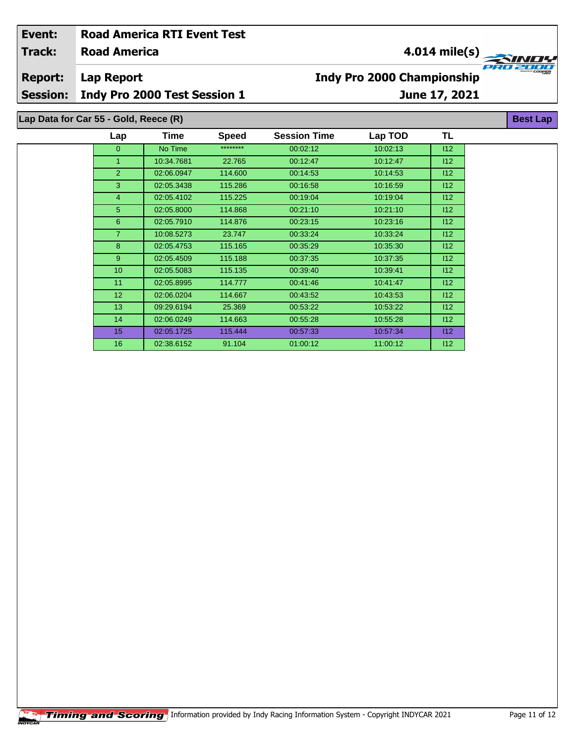| Event: | Road America RTI Event Test | |
|---|---|---|
| Track: | Road America | 4.014 mile(s) |
| Report: | Lap Report | Indy Pro 2000 Championship |
| Session: | Indy Pro 2000 Test Session 1 | June 17, 2021 |

## Lap Data for Car 55 - Gold, Reece (R)

Best Lap

| Lap | Time | Speed | Session Time | Lap TOD | TL |
|---|---|---|---|---|---|
| 0 | No Time | ******** | 00:02:12 | 10:02:13 | I12 |
| 1 | 10:34.7681 | 22.765 | 00:12:47 | 10:12:47 | I12 |
| 2 | 02:06.0947 | 114.600 | 00:14:53 | 10:14:53 | I12 |
| 3 | 02:05.3438 | 115.286 | 00:16:58 | 10:16:59 | I12 |
| 4 | 02:05.4102 | 115.225 | 00:19:04 | 10:19:04 | I12 |
| 5 | 02:05.8000 | 114.868 | 00:21:10 | 10:21:10 | I12 |
| 6 | 02:05.7910 | 114.876 | 00:23:15 | 10:23:16 | I12 |
| 7 | 10:08.5273 | 23.747 | 00:33:24 | 10:33:24 | I12 |
| 8 | 02:05.4753 | 115.165 | 00:35:29 | 10:35:30 | I12 |
| 9 | 02:05.4509 | 115.188 | 00:37:35 | 10:37:35 | I12 |
| 10 | 02:05.5083 | 115.135 | 00:39:40 | 10:39:41 | I12 |
| 11 | 02:05.8995 | 114.777 | 00:41:46 | 10:41:47 | I12 |
| 12 | 02:06.0204 | 114.667 | 00:43:52 | 10:43:53 | I12 |
| 13 | 09:29.6194 | 25.369 | 00:53:22 | 10:53:22 | I12 |
| 14 | 02:06.0249 | 114.663 | 00:55:28 | 10:55:28 | I12 |
| 15 | 02:05.1725 | 115.444 | 00:57:33 | 10:57:34 | I12 |
| 16 | 02:38.6152 | 91.104 | 01:00:12 | 11:00:12 | I12 |

Information provided by Indy Racing Information System - Copyright INDYCAR 2021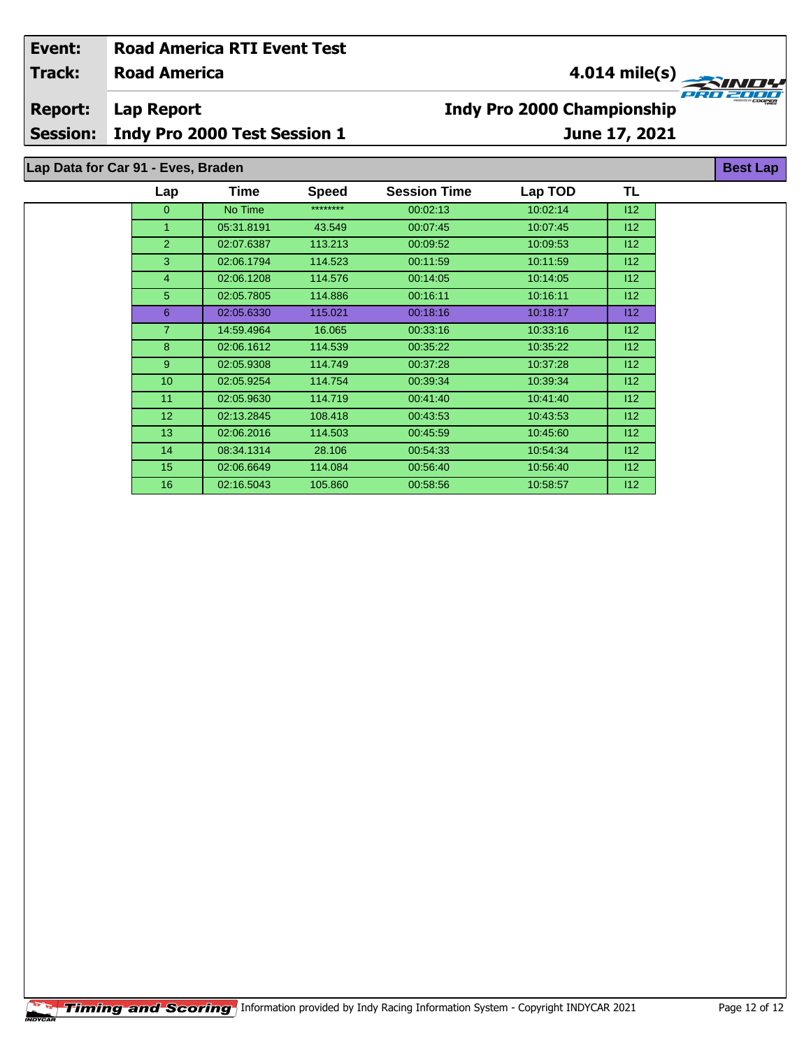| | |
|---|---|
| **Event:** | **Road America RTI Event Test** |
| **Track:** | **Road America** |
| **Report:** | **Lap Report** |
| **Session:** | **Indy Pro 2000 Test Session 1** |

**4.014 mile(s)**

**Indy Pro 2000 Championship**

**June 17, 2021**

## Lap Data for Car 91 - Eves, Braden

**Best Lap**

| Lap | Time | Speed | Session Time | Lap TOD | TL |
|---|---|---|---|---|---|
| 0 | No Time | ******** | 00:02:13 | 10:02:14 | I12 |
| 1 | 05:31.8191 | 43.549 | 00:07:45 | 10:07:45 | I12 |
| 2 | 02:07.6387 | 113.213 | 00:09:52 | 10:09:53 | I12 |
| 3 | 02:06.1794 | 114.523 | 00:11:59 | 10:11:59 | I12 |
| 4 | 02:06.1208 | 114.576 | 00:14:05 | 10:14:05 | I12 |
| 5 | 02:05.7805 | 114.886 | 00:16:11 | 10:16:11 | I12 |
| 6 | 02:05.6330 | 115.021 | 00:18:16 | 10:18:17 | I12 |
| 7 | 14:59.4964 | 16.065 | 00:33:16 | 10:33:16 | I12 |
| 8 | 02:06.1612 | 114.539 | 00:35:22 | 10:35:22 | I12 |
| 9 | 02:05.9308 | 114.749 | 00:37:28 | 10:37:28 | I12 |
| 10 | 02:05.9254 | 114.754 | 00:39:34 | 10:39:34 | I12 |
| 11 | 02:05.9630 | 114.719 | 00:41:40 | 10:41:40 | I12 |
| 12 | 02:13.2845 | 108.418 | 00:43:53 | 10:43:53 | I12 |
| 13 | 02:06.2016 | 114.503 | 00:45:59 | 10:45:60 | I12 |
| 14 | 08:34.1314 | 28.106 | 00:54:33 | 10:54:34 | I12 |
| 15 | 02:06.6649 | 114.084 | 00:56:40 | 10:56:40 | I12 |
| 16 | 02:16.5043 | 105.860 | 00:58:56 | 10:58:57 | I12 |

Timing and Scoring Information provided by Indy Racing Information System - Copyright INDYCAR 2021